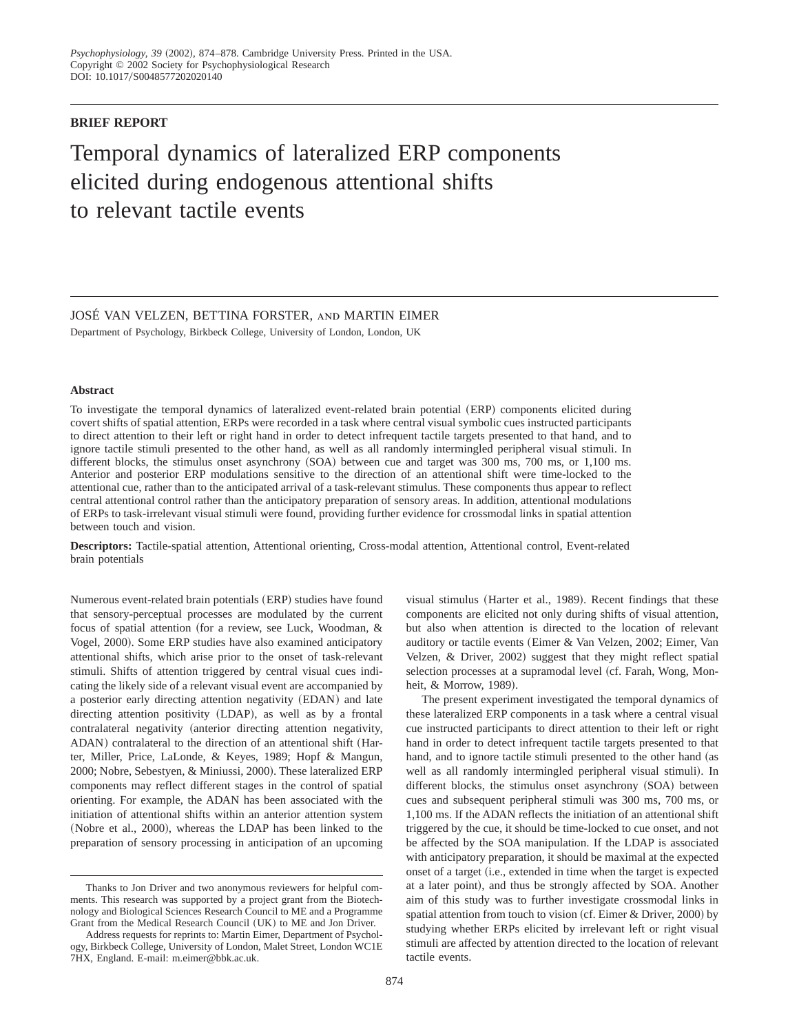Psychophysiology, 39 (2002), 874–878. Cambridge University Press. Printed in the USA.
Copyright © 2002 Society for Psychophysiological Research
DOI: 10.1017/S0048577202020140

**BRIEF REPORT**

# Temporal dynamics of lateralized ERP components elicited during endogenous attentional shifts to relevant tactile events

JOSÉ VAN VELZEN, BETTINA FORSTER, AND MARTIN EIMER

Department of Psychology, Birkbeck College, University of London, London, UK

### Abstract

To investigate the temporal dynamics of lateralized event-related brain potential (ERP) components elicited during covert shifts of spatial attention, ERPs were recorded in a task where central visual symbolic cues instructed participants to direct attention to their left or right hand in order to detect infrequent tactile targets presented to that hand, and to ignore tactile stimuli presented to the other hand, as well as all randomly intermingled peripheral visual stimuli. In different blocks, the stimulus onset asynchrony (SOA) between cue and target was 300 ms, 700 ms, or 1,100 ms. Anterior and posterior ERP modulations sensitive to the direction of an attentional shift were time-locked to the attentional cue, rather than to the anticipated arrival of a task-relevant stimulus. These components thus appear to reflect central attentional control rather than the anticipatory preparation of sensory areas. In addition, attentional modulations of ERPs to task-irrelevant visual stimuli were found, providing further evidence for crossmodal links in spatial attention between touch and vision.

**Descriptors:** Tactile-spatial attention, Attentional orienting, Cross-modal attention, Attentional control, Event-related brain potentials

Numerous event-related brain potentials (ERP) studies have found that sensory-perceptual processes are modulated by the current focus of spatial attention (for a review, see Luck, Woodman, & Vogel, 2000). Some ERP studies have also examined anticipatory attentional shifts, which arise prior to the onset of task-relevant stimuli. Shifts of attention triggered by central visual cues indicating the likely side of a relevant visual event are accompanied by a posterior early directing attention negativity (EDAN) and late directing attention positivity (LDAP), as well as by a frontal contralateral negativity (anterior directing attention negativity, ADAN) contralateral to the direction of an attentional shift (Harter, Miller, Price, LaLonde, & Keyes, 1989; Hopf & Mangun, 2000; Nobre, Sebestyen, & Miniussi, 2000). These lateralized ERP components may reflect different stages in the control of spatial orienting. For example, the ADAN has been associated with the initiation of attentional shifts within an anterior attention system (Nobre et al., 2000), whereas the LDAP has been linked to the preparation of sensory processing in anticipation of an upcoming visual stimulus (Harter et al., 1989). Recent findings that these components are elicited not only during shifts of visual attention, but also when attention is directed to the location of relevant auditory or tactile events (Eimer & Van Velzen, 2002; Eimer, Van Velzen, & Driver, 2002) suggest that they might reflect spatial selection processes at a supramodal level (cf. Farah, Wong, Monheit, & Morrow, 1989).

The present experiment investigated the temporal dynamics of these lateralized ERP components in a task where a central visual cue instructed participants to direct attention to their left or right hand in order to detect infrequent tactile targets presented to that hand, and to ignore tactile stimuli presented to the other hand (as well as all randomly intermingled peripheral visual stimuli). In different blocks, the stimulus onset asynchrony (SOA) between cues and subsequent peripheral stimuli was 300 ms, 700 ms, or 1,100 ms. If the ADAN reflects the initiation of an attentional shift triggered by the cue, it should be time-locked to cue onset, and not be affected by the SOA manipulation. If the LDAP is associated with anticipatory preparation, it should be maximal at the expected onset of a target (i.e., extended in time when the target is expected at a later point), and thus be strongly affected by SOA. Another aim of this study was to further investigate crossmodal links in spatial attention from touch to vision (cf. Eimer & Driver, 2000) by studying whether ERPs elicited by irrelevant left or right visual stimuli are affected by attention directed to the location of relevant tactile events.

Thanks to Jon Driver and two anonymous reviewers for helpful comments. This research was supported by a project grant from the Biotechnology and Biological Sciences Research Council to ME and a Programme Grant from the Medical Research Council (UK) to ME and Jon Driver.

Address requests for reprints to: Martin Eimer, Department of Psychology, Birkbeck College, University of London, Malet Street, London WC1E 7HX, England. E-mail: m.eimer@bbk.ac.uk.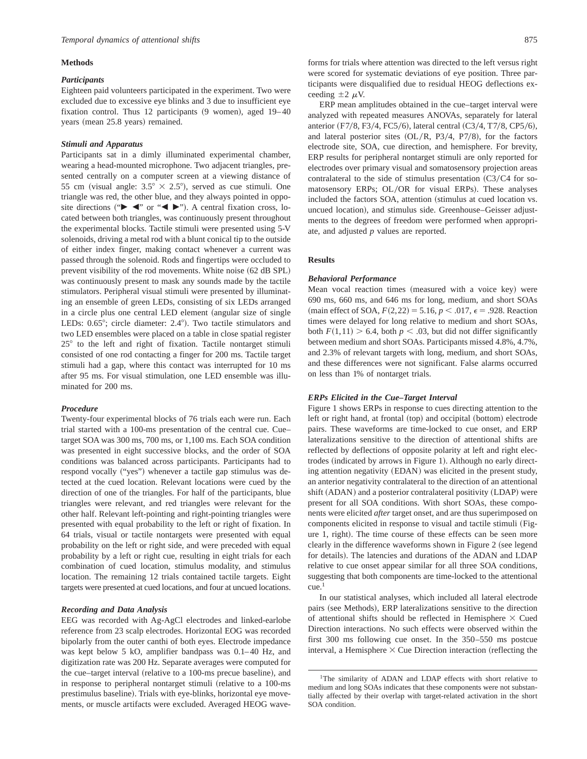## Methods

### Participants

Eighteen paid volunteers participated in the experiment. Two were excluded due to excessive eye blinks and 3 due to insufficient eye fixation control. Thus 12 participants (9 women), aged 19–40 years (mean 25.8 years) remained.

### Stimuli and Apparatus

Participants sat in a dimly illuminated experimental chamber, wearing a head-mounted microphone. Two adjacent triangles, presented centrally on a computer screen at a viewing distance of 55 cm (visual angle: 3.5° × 2.5°), served as cue stimuli. One triangle was red, the other blue, and they always pointed in opposite directions ("► ◄" or "◄ ►"). A central fixation cross, located between both triangles, was continuously present throughout the experimental blocks. Tactile stimuli were presented using 5-V solenoids, driving a metal rod with a blunt conical tip to the outside of either index finger, making contact whenever a current was passed through the solenoid. Rods and fingertips were occluded to prevent visibility of the rod movements. White noise (62 dB SPL) was continuously present to mask any sounds made by the tactile stimulators. Peripheral visual stimuli were presented by illuminating an ensemble of green LEDs, consisting of six LEDs arranged in a circle plus one central LED element (angular size of single LEDs: 0.65°; circle diameter: 2.4°). Two tactile stimulators and two LED ensembles were placed on a table in close spatial register 25° to the left and right of fixation. Tactile nontarget stimuli consisted of one rod contacting a finger for 200 ms. Tactile target stimuli had a gap, where this contact was interrupted for 10 ms after 95 ms. For visual stimulation, one LED ensemble was illuminated for 200 ms.

### Procedure

Twenty-four experimental blocks of 76 trials each were run. Each trial started with a 100-ms presentation of the central cue. Cue–target SOA was 300 ms, 700 ms, or 1,100 ms. Each SOA condition was presented in eight successive blocks, and the order of SOA conditions was balanced across participants. Participants had to respond vocally ("yes") whenever a tactile gap stimulus was detected at the cued location. Relevant locations were cued by the direction of one of the triangles. For half of the participants, blue triangles were relevant, and red triangles were relevant for the other half. Relevant left-pointing and right-pointing triangles were presented with equal probability to the left or right of fixation. In 64 trials, visual or tactile nontargets were presented with equal probability on the left or right side, and were preceded with equal probability by a left or right cue, resulting in eight trials for each combination of cued location, stimulus modality, and stimulus location. The remaining 12 trials contained tactile targets. Eight targets were presented at cued locations, and four at uncued locations.

### Recording and Data Analysis

EEG was recorded with Ag-AgCl electrodes and linked-earlobe reference from 23 scalp electrodes. Horizontal EOG was recorded bipolarly from the outer canthi of both eyes. Electrode impedance was kept below 5 kΩ, amplifier bandpass was 0.1–40 Hz, and digitization rate was 200 Hz. Separate averages were computed for the cue–target interval (relative to a 100-ms precue baseline), and in response to peripheral nontarget stimuli (relative to a 100-ms prestimulus baseline). Trials with eye-blinks, horizontal eye movements, or muscle artifacts were excluded. Averaged HEOG waveforms for trials where attention was directed to the left versus right were scored for systematic deviations of eye position. Three participants were disqualified due to residual HEOG deflections exceeding $\pm 2$ $\mu$V.

ERP mean amplitudes obtained in the cue–target interval were analyzed with repeated measures ANOVAs, separately for lateral anterior (F7/8, F3/4, FC5/6), lateral central (C3/4, T7/8, CP5/6), and lateral posterior sites (OL/R, P3/4, P7/8), for the factors electrode site, SOA, cue direction, and hemisphere. For brevity, ERP results for peripheral nontarget stimuli are only reported for electrodes over primary visual and somatosensory projection areas contralateral to the side of stimulus presentation (C3/C4 for somatosensory ERPs; OL/OR for visual ERPs). These analyses included the factors SOA, attention (stimulus at cued location vs. uncued location), and stimulus side. Greenhouse–Geisser adjustments to the degrees of freedom were performed when appropriate, and adjusted $p$ values are reported.

## Results

### Behavioral Performance

Mean vocal reaction times (measured with a voice key) were 690 ms, 660 ms, and 646 ms for long, medium, and short SOAs (main effect of SOA, $F(2,22) = 5.16$, $p < .017$, $\epsilon = .928$. Reaction times were delayed for long relative to medium and short SOAs, both $F(1,11) > 6.4$, both $p < .03$, but did not differ significantly between medium and short SOAs. Participants missed 4.8%, 4.7%, and 2.3% of relevant targets with long, medium, and short SOAs, and these differences were not significant. False alarms occurred on less than 1% of nontarget trials.

### ERPs Elicited in the Cue–Target Interval

Figure 1 shows ERPs in response to cues directing attention to the left or right hand, at frontal (top) and occipital (bottom) electrode pairs. These waveforms are time-locked to cue onset, and ERP lateralizations sensitive to the direction of attentional shifts are reflected by deflections of opposite polarity at left and right electrodes (indicated by arrows in Figure 1). Although no early directing attention negativity (EDAN) was elicited in the present study, an anterior negativity contralateral to the direction of an attentional shift (ADAN) and a posterior contralateral positivity (LDAP) were present for all SOA conditions. With short SOAs, these components were elicited *after* target onset, and are thus superimposed on components elicited in response to visual and tactile stimuli (Figure 1, right). The time course of these effects can be seen more clearly in the difference waveforms shown in Figure 2 (see legend for details). The latencies and durations of the ADAN and LDAP relative to cue onset appear similar for all three SOA conditions, suggesting that both components are time-locked to the attentional cue.[1]

In our statistical analyses, which included all lateral electrode pairs (see Methods), ERP lateralizations sensitive to the direction of attentional shifts should be reflected in Hemisphere × Cued Direction interactions. No such effects were observed within the first 300 ms following cue onset. In the 350–550 ms postcue interval, a Hemisphere × Cue Direction interaction (reflecting the

[1]The similarity of ADAN and LDAP effects with short relative to medium and long SOAs indicates that these components were not substantially affected by their overlap with target-related activation in the short SOA condition.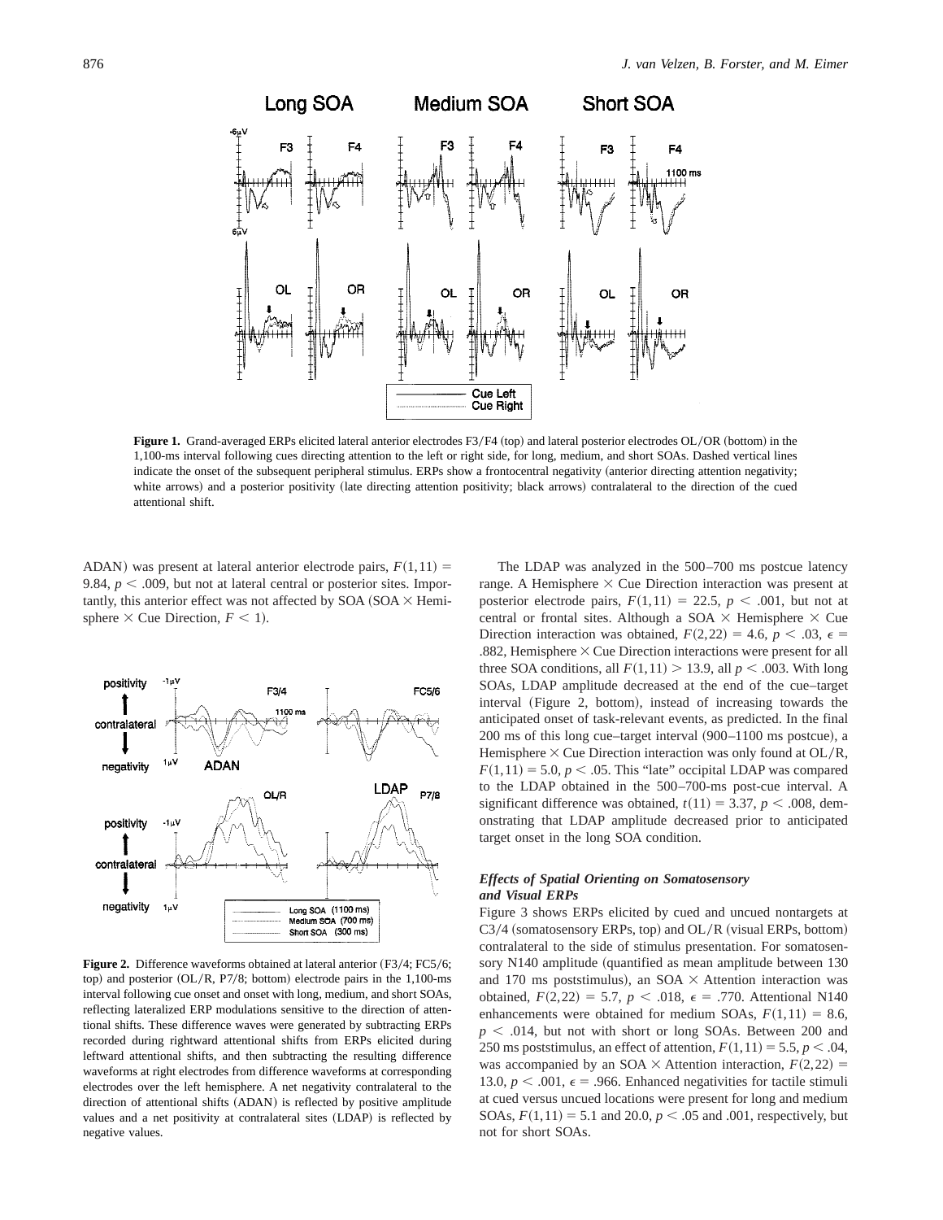**Figure 1.** Grand-averaged ERPs elicited lateral anterior electrodes F3/F4 (top) and lateral posterior electrodes OL/OR (bottom) in the 1,100-ms interval following cues directing attention to the left or right side, for long, medium, and short SOAs. Dashed vertical lines indicate the onset of the subsequent peripheral stimulus. ERPs show a frontocentral negativity (anterior directing attention negativity; white arrows) and a posterior positivity (late directing attention positivity; black arrows) contralateral to the direction of the cued attentional shift.

ADAN) was present at lateral anterior electrode pairs, $F(1,11) = 9.84$, $p < .009$, but not at lateral central or posterior sites. Importantly, this anterior effect was not affected by SOA (SOA $\times$ Hemisphere $\times$ Cue Direction, $F < 1$).

**Figure 2.** Difference waveforms obtained at lateral anterior (F3/4; FC5/6; top) and posterior (OL/R, P7/8; bottom) electrode pairs in the 1,100-ms interval following cue onset and onset with long, medium, and short SOAs, reflecting lateralized ERP modulations sensitive to the direction of attentional shifts. These difference waves were generated by subtracting ERPs recorded during rightward attentional shifts from ERPs elicited during leftward attentional shifts, and then subtracting the resulting difference waveforms at right electrodes from difference waveforms at corresponding electrodes over the left hemisphere. A net negativity contralateral to the direction of attentional shifts (ADAN) is reflected by positive amplitude values and a net positivity at contralateral sites (LDAP) is reflected by negative values.

The LDAP was analyzed in the 500–700 ms postcue latency range. A Hemisphere $\times$ Cue Direction interaction was present at posterior electrode pairs, $F(1,11) = 22.5$, $p < .001$, but not at central or frontal sites. Although a SOA $\times$ Hemisphere $\times$ Cue Direction interaction was obtained, $F(2,22) = 4.6$, $p < .03$, $\epsilon = .882$, Hemisphere $\times$ Cue Direction interactions were present for all three SOA conditions, all $F(1,11) > 13.9$, all $p < .003$. With long SOAs, LDAP amplitude decreased at the end of the cue–target interval (Figure 2, bottom), instead of increasing towards the anticipated onset of task-relevant events, as predicted. In the final 200 ms of this long cue–target interval (900–1100 ms postcue), a Hemisphere $\times$ Cue Direction interaction was only found at OL/R, $F(1,11) = 5.0$, $p < .05$. This "late" occipital LDAP was compared to the LDAP obtained in the 500–700-ms post-cue interval. A significant difference was obtained, $t(11) = 3.37$, $p < .008$, demonstrating that LDAP amplitude decreased prior to anticipated target onset in the long SOA condition.

### *Effects of Spatial Orienting on Somatosensory and Visual ERPs*

Figure 3 shows ERPs elicited by cued and uncued nontargets at C3/4 (somatosensory ERPs, top) and OL/R (visual ERPs, bottom) contralateral to the side of stimulus presentation. For somatosensory N140 amplitude (quantified as mean amplitude between 130 and 170 ms poststimulus), an SOA $\times$ Attention interaction was obtained, $F(2,22) = 5.7$, $p < .018$, $\epsilon = .770$. Attentional N140 enhancements were obtained for medium SOAs, $F(1,11) = 8.6$, $p < .014$, but not with short or long SOAs. Between 200 and 250 ms poststimulus, an effect of attention, $F(1,11) = 5.5$, $p < .04$, was accompanied by an SOA $\times$ Attention interaction, $F(2,22) = 13.0$, $p < .001$, $\epsilon = .966$. Enhanced negativities for tactile stimuli at cued versus uncued locations were present for long and medium SOAs, $F(1,11) = 5.1$ and $20.0$, $p < .05$ and $.001$, respectively, but not for short SOAs.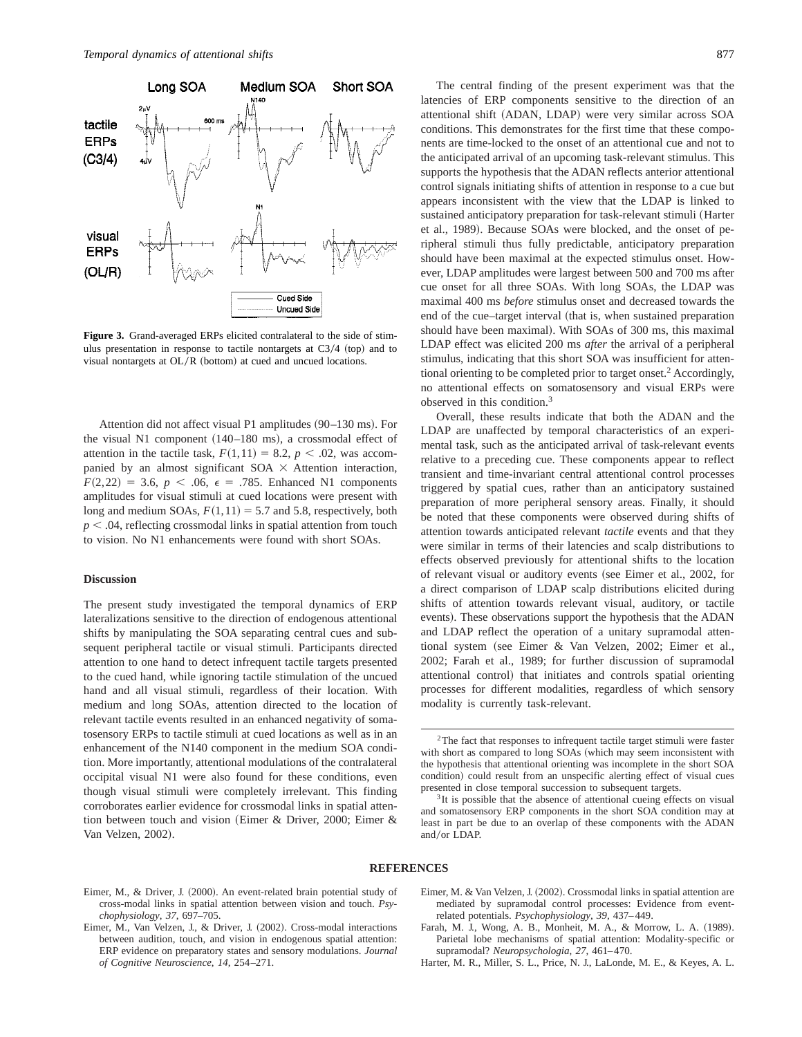**Figure 3.** Grand-averaged ERPs elicited contralateral to the side of stimulus presentation in response to tactile nontargets at C3/4 (top) and to visual nontargets at OL/R (bottom) at cued and uncued locations.

Attention did not affect visual P1 amplitudes (90–130 ms). For the visual N1 component (140–180 ms), a crossmodal effect of attention in the tactile task, $F(1,11) = 8.2$, $p < .02$, was accompanied by an almost significant SOA × Attention interaction, $F(2,22) = 3.6$, $p < .06$, $\epsilon = .785$. Enhanced N1 components amplitudes for visual stimuli at cued locations were present with long and medium SOAs, $F(1,11) = 5.7$ and 5.8, respectively, both $p < .04$, reflecting crossmodal links in spatial attention from touch to vision. No N1 enhancements were found with short SOAs.

## Discussion

The present study investigated the temporal dynamics of ERP lateralizations sensitive to the direction of endogenous attentional shifts by manipulating the SOA separating central cues and subsequent peripheral tactile or visual stimuli. Participants directed attention to one hand to detect infrequent tactile targets presented to the cued hand, while ignoring tactile stimulation of the uncued hand and all visual stimuli, regardless of their location. With medium and long SOAs, attention directed to the location of relevant tactile events resulted in an enhanced negativity of somatosensory ERPs to tactile stimuli at cued locations as well as in an enhancement of the N140 component in the medium SOA condition. More importantly, attentional modulations of the contralateral occipital visual N1 were also found for these conditions, even though visual stimuli were completely irrelevant. This finding corroborates earlier evidence for crossmodal links in spatial attention between touch and vision (Eimer & Driver, 2000; Eimer & Van Velzen, 2002).

The central finding of the present experiment was that the latencies of ERP components sensitive to the direction of an attentional shift (ADAN, LDAP) were very similar across SOA conditions. This demonstrates for the first time that these components are time-locked to the onset of an attentional cue and not to the anticipated arrival of an upcoming task-relevant stimulus. This supports the hypothesis that the ADAN reflects anterior attentional control signals initiating shifts of attention in response to a cue but appears inconsistent with the view that the LDAP is linked to sustained anticipatory preparation for task-relevant stimuli (Harter et al., 1989). Because SOAs were blocked, and the onset of peripheral stimuli thus fully predictable, anticipatory preparation should have been maximal at the expected stimulus onset. However, LDAP amplitudes were largest between 500 and 700 ms after cue onset for all three SOAs. With long SOAs, the LDAP was maximal 400 ms *before* stimulus onset and decreased towards the end of the cue–target interval (that is, when sustained preparation should have been maximal). With SOAs of 300 ms, this maximal LDAP effect was elicited 200 ms *after* the arrival of a peripheral stimulus, indicating that this short SOA was insufficient for attentional orienting to be completed prior to target onset.[2] Accordingly, no attentional effects on somatosensory and visual ERPs were observed in this condition.[3]

Overall, these results indicate that both the ADAN and the LDAP are unaffected by temporal characteristics of an experimental task, such as the anticipated arrival of task-relevant events relative to a preceding cue. These components appear to reflect transient and time-invariant central attentional control processes triggered by spatial cues, rather than an anticipatory sustained preparation of more peripheral sensory areas. Finally, it should be noted that these components were observed during shifts of attention towards anticipated relevant *tactile* events and that they were similar in terms of their latencies and scalp distributions to effects observed previously for attentional shifts to the location of relevant visual or auditory events (see Eimer et al., 2002, for a direct comparison of LDAP scalp distributions elicited during shifts of attention towards relevant visual, auditory, or tactile events). These observations support the hypothesis that the ADAN and LDAP reflect the operation of a unitary supramodal attentional system (see Eimer & Van Velzen, 2002; Eimer et al., 2002; Farah et al., 1989; for further discussion of supramodal attentional control) that initiates and controls spatial orienting processes for different modalities, regardless of which sensory modality is currently task-relevant.

[2] The fact that responses to infrequent tactile target stimuli were faster with short as compared to long SOAs (which may seem inconsistent with the hypothesis that attentional orienting was incomplete in the short SOA condition) could result from an unspecific alerting effect of visual cues presented in close temporal succession to subsequent targets.

[3] It is possible that the absence of attentional cueing effects on visual and somatosensory ERP components in the short SOA condition may at least in part be due to an overlap of these components with the ADAN and/or LDAP.

## REFERENCES

Eimer, M., & Driver, J. (2000). An event-related brain potential study of cross-modal links in spatial attention between vision and touch. *Psychophysiology*, *37*, 697–705.

Eimer, M., Van Velzen, J., & Driver, J. (2002). Cross-modal interactions between audition, touch, and vision in endogenous spatial attention: ERP evidence on preparatory states and sensory modulations. *Journal of Cognitive Neuroscience*, *14*, 254–271.

Eimer, M. & Van Velzen, J. (2002). Crossmodal links in spatial attention are mediated by supramodal control processes: Evidence from event-related potentials. *Psychophysiology*, *39*, 437–449.

Farah, M. J., Wong, A. B., Monheit, M. A., & Morrow, L. A. (1989). Parietal lobe mechanisms of spatial attention: Modality-specific or supramodal? *Neuropsychologia*, *27*, 461–470.

Harter, M. R., Miller, S. L., Price, N. J., LaLonde, M. E., & Keyes, A. L.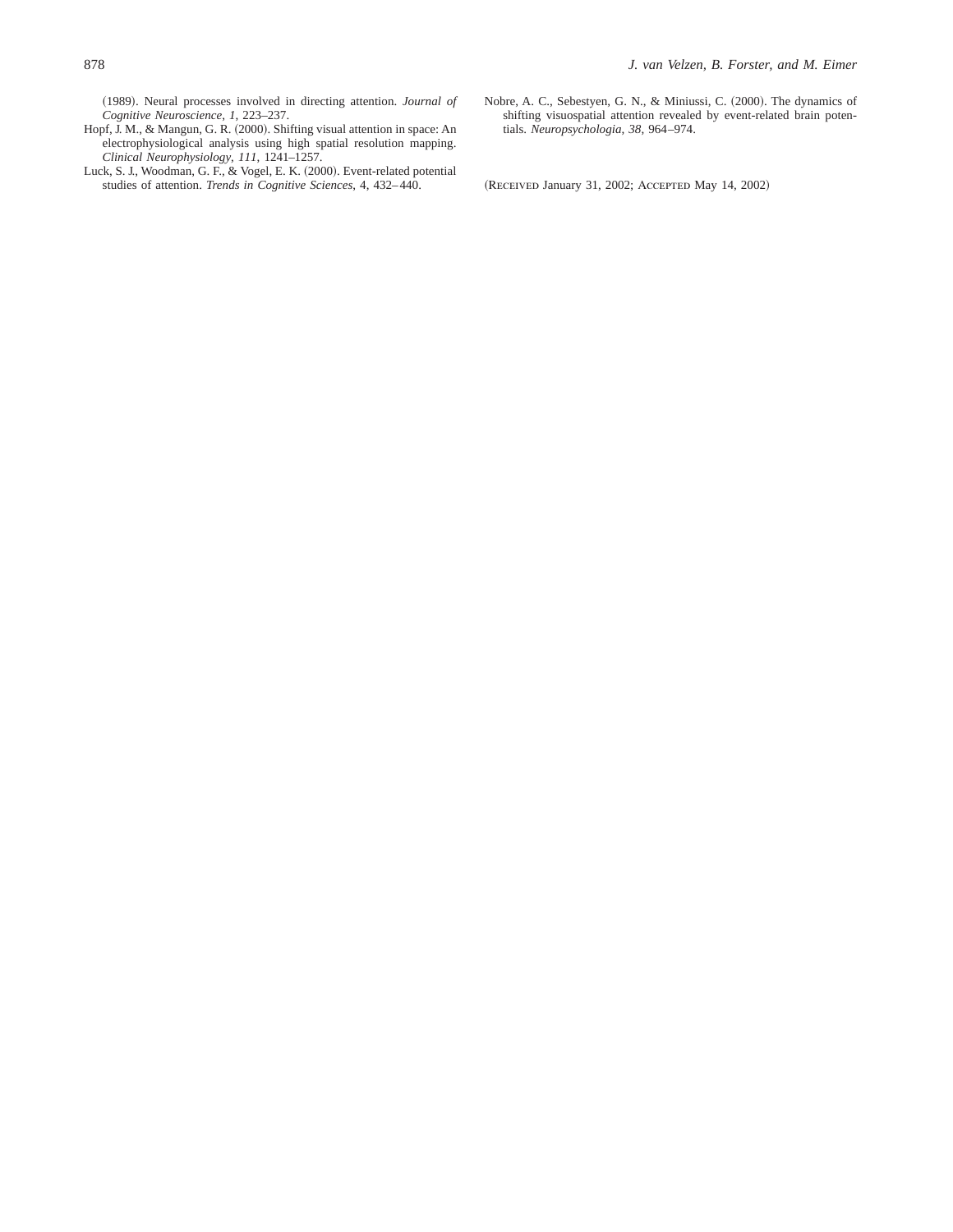(1989). Neural processes involved in directing attention. *Journal of Cognitive Neuroscience*, *1*, 223–237.

Hopf, J. M., & Mangun, G. R. (2000). Shifting visual attention in space: An electrophysiological analysis using high spatial resolution mapping. *Clinical Neurophysiology*, *111*, 1241–1257.

Luck, S. J., Woodman, G. F., & Vogel, E. K. (2000). Event-related potential studies of attention. *Trends in Cognitive Sciences*, 4, 432–440.

Nobre, A. C., Sebestyen, G. N., & Miniussi, C. (2000). The dynamics of shifting visuospatial attention revealed by event-related brain potentials. *Neuropsychologia*, *38*, 964–974.

(Received January 31, 2002; Accepted May 14, 2002)